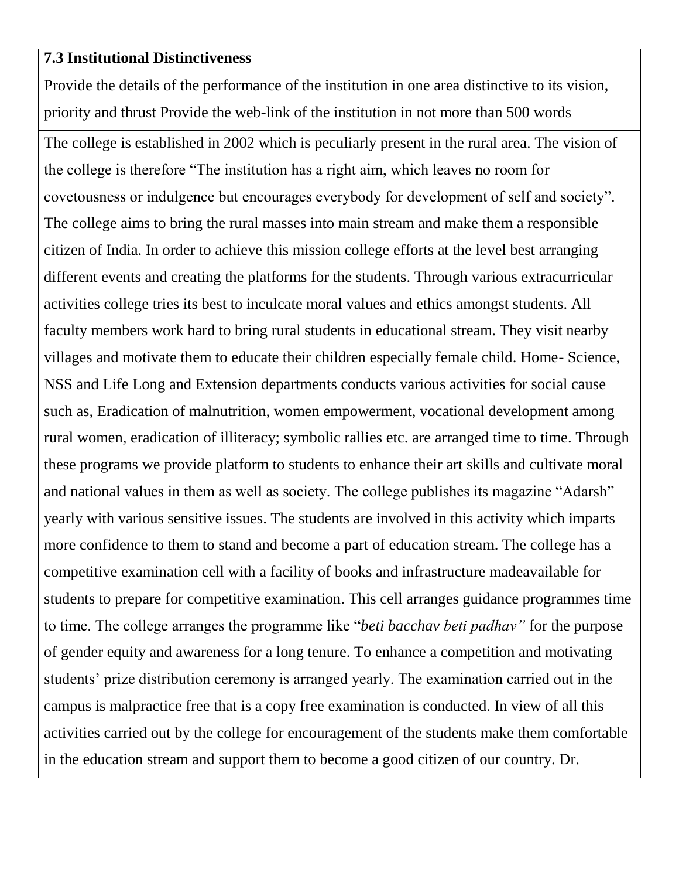**7.3 Institutional Distinctiveness**

Provide the details of the performance of the institution in one area distinctive to its vision, priority and thrust Provide the web-link of the institution in not more than 500 words

The college is established in 2002 which is peculiarly present in the rural area. The vision of the college is therefore "The institution has a right aim, which leaves no room for covetousness or indulgence but encourages everybody for development of self and society". The college aims to bring the rural masses into main stream and make them a responsible citizen of India. In order to achieve this mission college efforts at the level best arranging different events and creating the platforms for the students. Through various extracurricular activities college tries its best to inculcate moral values and ethics amongst students. All faculty members work hard to bring rural students in educational stream. They visit nearby villages and motivate them to educate their children especially female child. Home- Science, NSS and Life Long and Extension departments conducts various activities for social cause such as, Eradication of malnutrition, women empowerment, vocational development among rural women, eradication of illiteracy; symbolic rallies etc. are arranged time to time. Through these programs we provide platform to students to enhance their art skills and cultivate moral and national values in them as well as society. The college publishes its magazine "Adarsh" yearly with various sensitive issues. The students are involved in this activity which imparts more confidence to them to stand and become a part of education stream. The college has a competitive examination cell with a facility of books and infrastructure madeavailable for students to prepare for competitive examination. This cell arranges guidance programmes time to time. The college arranges the programme like "*beti bacchav beti padhav"* for the purpose of gender equity and awareness for a long tenure. To enhance a competition and motivating students' prize distribution ceremony is arranged yearly. The examination carried out in the campus is malpractice free that is a copy free examination is conducted. In view of all this activities carried out by the college for encouragement of the students make them comfortable in the education stream and support them to become a good citizen of our country. Dr.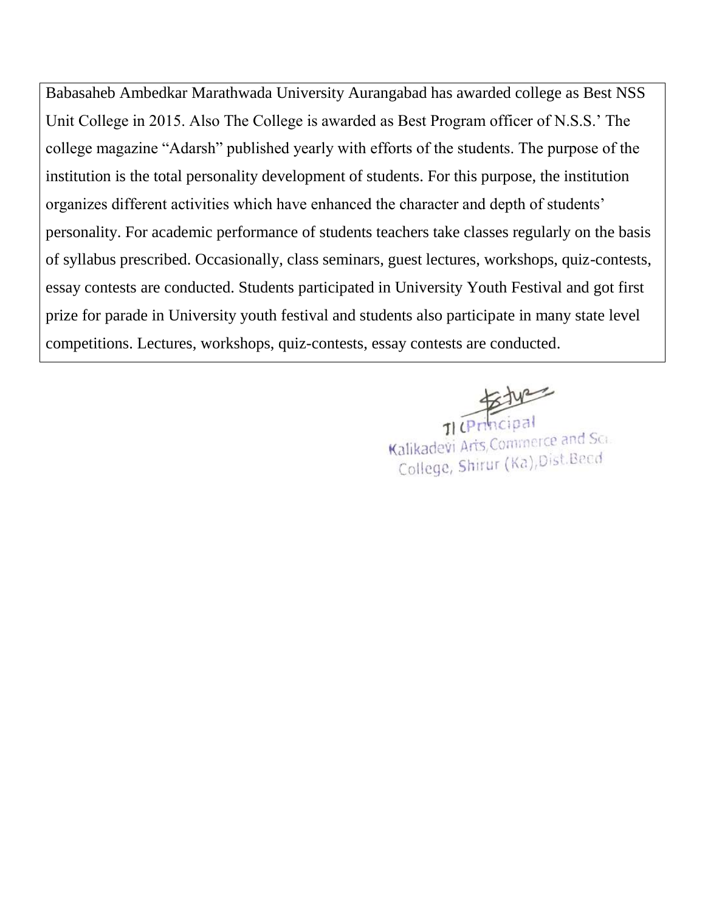Babasaheb Ambedkar Marathwada University Aurangabad has awarded college as Best NSS Unit College in 2015. Also The College is awarded as Best Program officer of N.S.S.' The college magazine "Adarsh" published yearly with efforts of the students. The purpose of the institution is the total personality development of students. For this purpose, the institution organizes different activities which have enhanced the character and depth of students' personality. For academic performance of students teachers take classes regularly on the basis of syllabus prescribed. Occasionally, class seminars, guest lectures, workshops, quiz-contests, essay contests are conducted. Students participated in University Youth Festival and got first prize for parade in University youth festival and students also participate in many state level competitions. Lectures, workshops, quiz-contests, essay contests are conducted.

I/c Principal
Kalikadevi Arts, Commerce and Sci.
College, Shirur (Ka), Dist. Beed